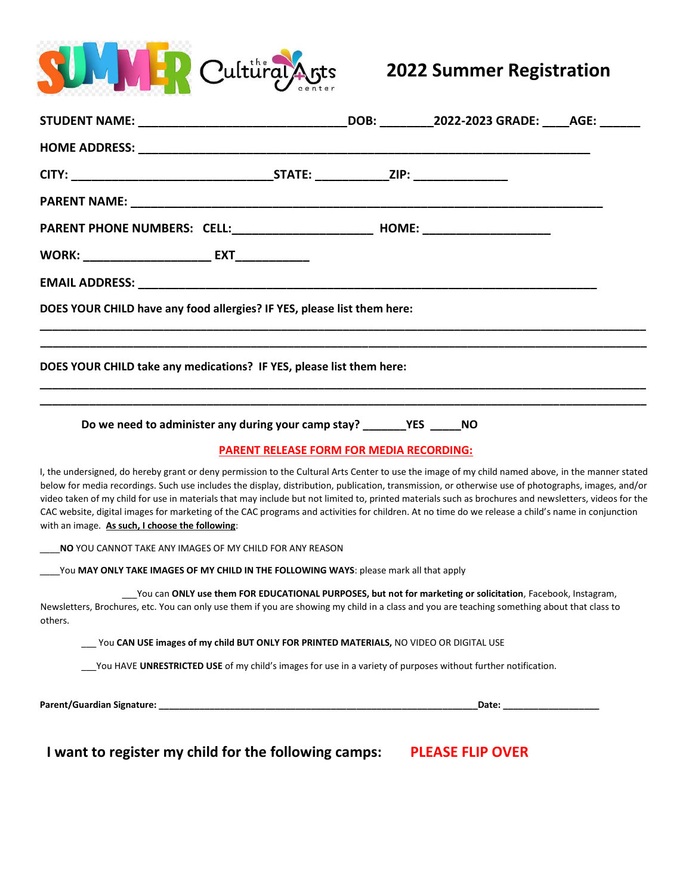SUMMER the Cultural Arts center

# 2022 Summer Registration

**STUDENT NAME:** ______________________________**DOB:** ________**2022-2023 GRADE:** ____**AGE:** ______

**HOME ADDRESS:** ________________________________________________________________

**CITY:** ____________________________**STATE:** ___________**ZIP:** ______________

**PARENT NAME:** __________________________________________________________________

**PARENT PHONE NUMBERS: CELL:**____________________ **HOME:** __________________

**WORK:** __________________ **EXT**__________

**EMAIL ADDRESS:** ________________________________________________________________

**DOES YOUR CHILD have any food allergies? IF YES, please list them here:**

______________________________________________________________________________

______________________________________________________________________________

**DOES YOUR CHILD take any medications? IF YES, please list them here:**

______________________________________________________________________________

______________________________________________________________________________

**Do we need to administer any during your camp stay? _______YES _____NO**

**PARENT RELEASE FORM FOR MEDIA RECORDING:**

I, the undersigned, do hereby grant or deny permission to the Cultural Arts Center to use the image of my child named above, in the manner stated below for media recordings. Such use includes the display, distribution, publication, transmission, or otherwise use of photographs, images, and/or video taken of my child for use in materials that may include but not limited to, printed materials such as brochures and newsletters, videos for the CAC website, digital images for marketing of the CAC programs and activities for children. At no time do we release a child's name in conjunction with an image. **As such, I choose the following**:

____**NO** YOU CANNOT TAKE ANY IMAGES OF MY CHILD FOR ANY REASON

____You **MAY ONLY TAKE IMAGES OF MY CHILD IN THE FOLLOWING WAYS**: please mark all that apply

___You can **ONLY use them FOR EDUCATIONAL PURPOSES, but not for marketing or solicitation**, Facebook, Instagram, Newsletters, Brochures, etc. You can only use them if you are showing my child in a class and you are teaching something about that class to others.

___ You **CAN USE images of my child BUT ONLY FOR PRINTED MATERIALS,** NO VIDEO OR DIGITAL USE

___You HAVE **UNRESTRICTED USE** of my child's images for use in a variety of purposes without further notification.

**Parent/Guardian Signature:** ______________________________________________________**Date:** __________________

**I want to register my child for the following camps:** **PLEASE FLIP OVER**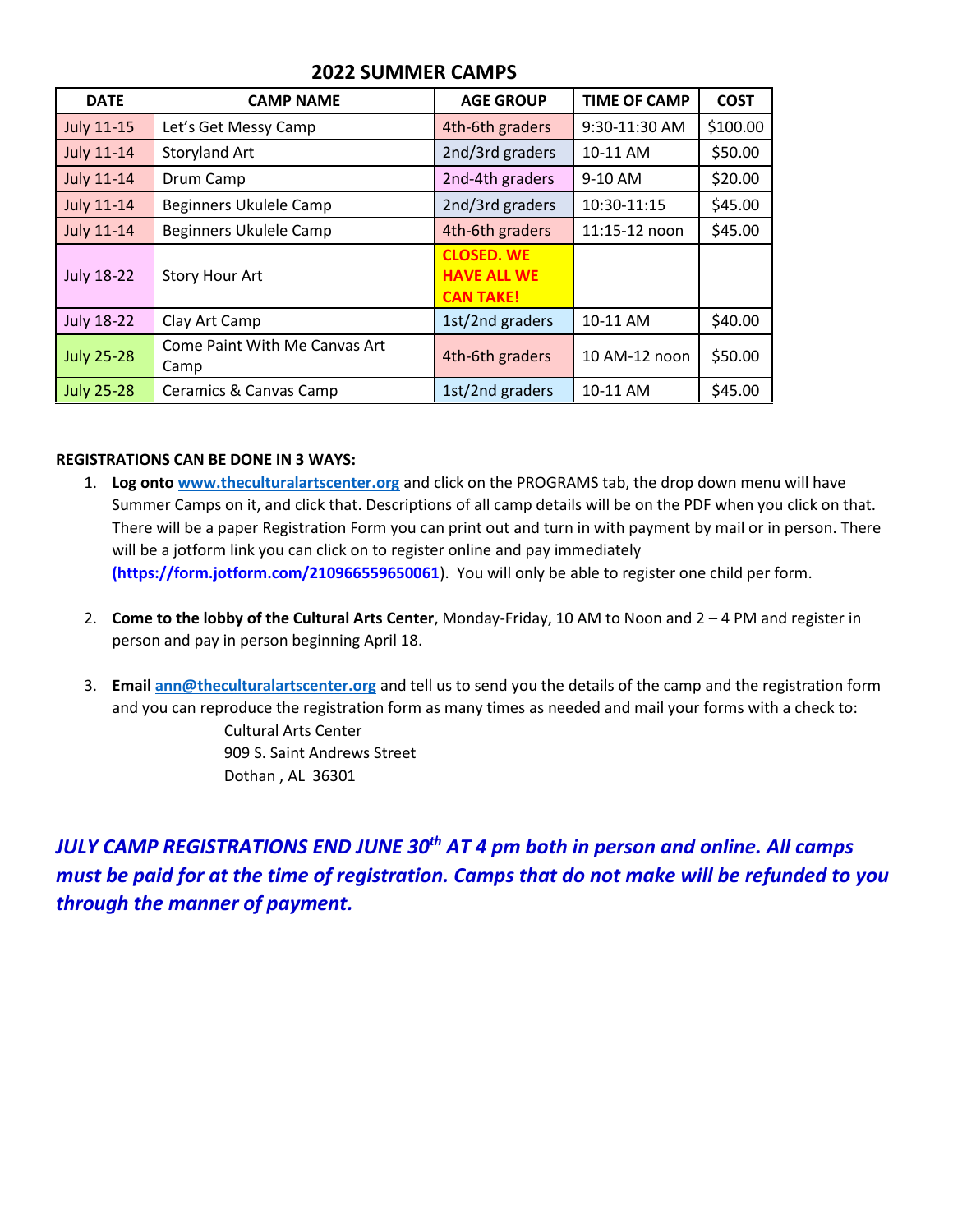## 2022 SUMMER CAMPS

| DATE | CAMP NAME | AGE GROUP | TIME OF CAMP | COST |
|---|---|---|---|---|
| July 11-15 | Let's Get Messy Camp | 4th-6th graders | 9:30-11:30 AM | $100.00 |
| July 11-14 | Storyland Art | 2nd/3rd graders | 10-11 AM | $50.00 |
| July 11-14 | Drum Camp | 2nd-4th graders | 9-10 AM | $20.00 |
| July 11-14 | Beginners Ukulele Camp | 2nd/3rd graders | 10:30-11:15 | $45.00 |
| July 11-14 | Beginners Ukulele Camp | 4th-6th graders | 11:15-12 noon | $45.00 |
| July 18-22 | Story Hour Art | **CLOSED. WE HAVE ALL WE CAN TAKE!** | | |
| July 18-22 | Clay Art Camp | 1st/2nd graders | 10-11 AM | $40.00 |
| July 25-28 | Come Paint With Me Canvas Art Camp | 4th-6th graders | 10 AM-12 noon | $50.00 |
| July 25-28 | Ceramics & Canvas Camp | 1st/2nd graders | 10-11 AM | $45.00 |

**REGISTRATIONS CAN BE DONE IN 3 WAYS:**

1. **Log onto www.theculturalartscenter.org** and click on the PROGRAMS tab, the drop down menu will have Summer Camps on it, and click that. Descriptions of all camp details will be on the PDF when you click on that. There will be a paper Registration Form you can print out and turn in with payment by mail or in person. There will be a jotform link you can click on to register online and pay immediately (**https://form.jotform.com/210966559650061**). You will only be able to register one child per form.

2. **Come to the lobby of the Cultural Arts Center**, Monday-Friday, 10 AM to Noon and 2 – 4 PM and register in person and pay in person beginning April 18.

3. **Email ann@theculturalartscenter.org** and tell us to send you the details of the camp and the registration form and you can reproduce the registration form as many times as needed and mail your forms with a check to:

   Cultural Arts Center
   909 S. Saint Andrews Street
   Dothan , AL 36301

***JULY CAMP REGISTRATIONS END JUNE 30th AT 4 pm both in person and online. All camps must be paid for at the time of registration. Camps that do not make will be refunded to you through the manner of payment.***